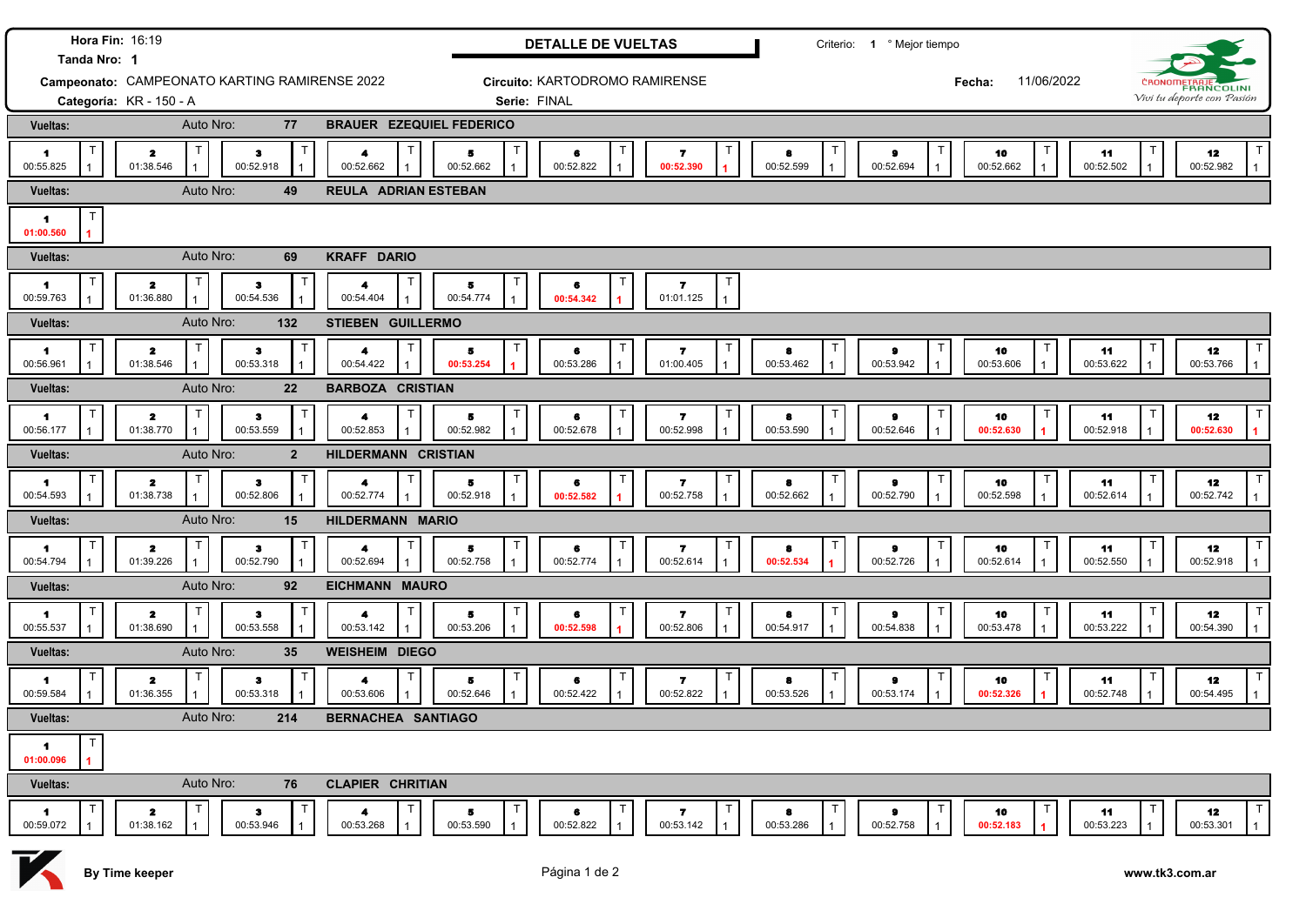**Hora Fin:** 16:19

**Tanda Nro:** 1

**Campeonato:** CAMPEONATO KARTING RAMIRENSE 2022

**Categoría:** KR - 150 - A

## DETALLE DE VUELTAS

**Circuito:** KARTODROMO RAMIRENSE

**Serie:** FINAL

Criterio: 1 ° Mejor tiempo

**Fecha:** 11/06/2022

CRONOMETRAJE FRANCOLINI — *Viví tu deporte con Pasión*

### Auto Nro: 77 — BRAUER EZEQUIEL FEDERICO

| Vuelta | 1 | 2 | 3 | 4 | 5 | 6 | 7 | 8 | 9 | 10 | 11 | 12 |
|---|---|---|---|---|---|---|---|---|---|---|---|---|
| Tiempo | 00:55.825 | 01:38.546 | 00:52.918 | 00:52.662 | 00:52.662 | 00:52.822 | **00:52.390** | 00:52.599 | 00:52.694 | 00:52.662 | 00:52.502 | 00:52.982 |
| T | 1 | 1 | 1 | 1 | 1 | 1 | 1 | 1 | 1 | 1 | 1 | 1 |

### Auto Nro: 49 — REULA ADRIAN ESTEBAN

| Vuelta | 1 |
|---|---|
| Tiempo | **01:00.560** |
| T | 1 |

### Auto Nro: 69 — KRAFF DARIO

| Vuelta | 1 | 2 | 3 | 4 | 5 | 6 | 7 |
|---|---|---|---|---|---|---|---|
| Tiempo | 00:59.763 | 01:36.880 | 00:54.536 | 00:54.404 | 00:54.774 | **00:54.342** | 01:01.125 |
| T | 1 | 1 | 1 | 1 | 1 | 1 | 1 |

### Auto Nro: 132 — STIEBEN GUILLERMO

| Vuelta | 1 | 2 | 3 | 4 | 5 | 6 | 7 | 8 | 9 | 10 | 11 | 12 |
|---|---|---|---|---|---|---|---|---|---|---|---|---|
| Tiempo | 00:56.961 | 01:38.546 | 00:53.318 | 00:54.422 | **00:53.254** | 00:53.286 | 01:00.405 | 00:53.462 | 00:53.942 | 00:53.606 | 00:53.622 | 00:53.766 |
| T | 1 | 1 | 1 | 1 | 1 | 1 | 1 | 1 | 1 | 1 | 1 | 1 |

### Auto Nro: 22 — BARBOZA CRISTIAN

| Vuelta | 1 | 2 | 3 | 4 | 5 | 6 | 7 | 8 | 9 | 10 | 11 | 12 |
|---|---|---|---|---|---|---|---|---|---|---|---|---|
| Tiempo | 00:56.177 | 01:38.770 | 00:53.559 | 00:52.853 | 00:52.982 | 00:52.678 | 00:52.998 | 00:53.590 | 00:52.646 | **00:52.630** | 00:52.918 | **00:52.630** |
| T | 1 | 1 | 1 | 1 | 1 | 1 | 1 | 1 | 1 | 1 | 1 | 1 |

### Auto Nro: 2 — HILDERMANN CRISTIAN

| Vuelta | 1 | 2 | 3 | 4 | 5 | 6 | 7 | 8 | 9 | 10 | 11 | 12 |
|---|---|---|---|---|---|---|---|---|---|---|---|---|
| Tiempo | 00:54.593 | 01:38.738 | 00:52.806 | 00:52.774 | 00:52.918 | **00:52.582** | 00:52.758 | 00:52.662 | 00:52.790 | 00:52.598 | 00:52.614 | 00:52.742 |
| T | 1 | 1 | 1 | 1 | 1 | 1 | 1 | 1 | 1 | 1 | 1 | 1 |

### Auto Nro: 15 — HILDERMANN MARIO

| Vuelta | 1 | 2 | 3 | 4 | 5 | 6 | 7 | 8 | 9 | 10 | 11 | 12 |
|---|---|---|---|---|---|---|---|---|---|---|---|---|
| Tiempo | 00:54.794 | 01:39.226 | 00:52.790 | 00:52.694 | 00:52.758 | 00:52.774 | 00:52.614 | **00:52.534** | 00:52.726 | 00:52.614 | 00:52.550 | 00:52.918 |
| T | 1 | 1 | 1 | 1 | 1 | 1 | 1 | 1 | 1 | 1 | 1 | 1 |

### Auto Nro: 92 — EICHMANN MAURO

| Vuelta | 1 | 2 | 3 | 4 | 5 | 6 | 7 | 8 | 9 | 10 | 11 | 12 |
|---|---|---|---|---|---|---|---|---|---|---|---|---|
| Tiempo | 00:55.537 | 01:38.690 | 00:53.558 | 00:53.142 | 00:53.206 | **00:52.598** | 00:52.806 | 00:54.917 | 00:54.838 | 00:53.478 | 00:53.222 | 00:54.390 |
| T | 1 | 1 | 1 | 1 | 1 | 1 | 1 | 1 | 1 | 1 | 1 | 1 |

### Auto Nro: 35 — WEISHEIM DIEGO

| Vuelta | 1 | 2 | 3 | 4 | 5 | 6 | 7 | 8 | 9 | 10 | 11 | 12 |
|---|---|---|---|---|---|---|---|---|---|---|---|---|
| Tiempo | 00:59.584 | 01:36.355 | 00:53.318 | 00:53.606 | 00:52.646 | 00:52.422 | 00:52.822 | 00:53.526 | 00:53.174 | **00:52.326** | 00:52.748 | 00:54.495 |
| T | 1 | 1 | 1 | 1 | 1 | 1 | 1 | 1 | 1 | 1 | 1 | 1 |

### Auto Nro: 214 — BERNACHEA SANTIAGO

| Vuelta | 1 |
|---|---|
| Tiempo | **01:00.096** |
| T | 1 |

### Auto Nro: 76 — CLAPIER CHRITIAN

| Vuelta | 1 | 2 | 3 | 4 | 5 | 6 | 7 | 8 | 9 | 10 | 11 | 12 |
|---|---|---|---|---|---|---|---|---|---|---|---|---|
| Tiempo | 00:59.072 | 01:38.162 | 00:53.946 | 00:53.268 | 00:53.590 | 00:52.822 | 00:53.142 | 00:53.286 | 00:52.758 | **00:52.183** | 00:53.223 | 00:53.301 |
| T | 1 | 1 | 1 | 1 | 1 | 1 | 1 | 1 | 1 | 1 | 1 | 1 |

**By Time keeper** — **www.tk3.com.ar**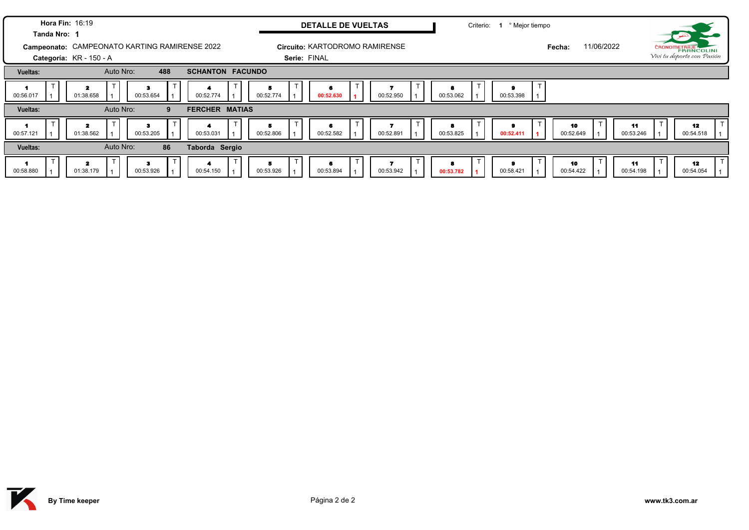**Hora Fin:** 16:19

**Tanda Nro:** 1

**Campeonato:** CAMPEONATO KARTING RAMIRENSE 2022

**Categoría:** KR - 150 - A

## DETALLE DE VUELTAS

**Circuito:** KARTODROMO RAMIRENSE

**Serie:** FINAL

Criterio: 1 ° Mejor tiempo

**Fecha:** 11/06/2022

CRONOMETRAJE FRANCOLINI
*Viví tu deporte con Pasión*

**Vueltas:** Auto Nro: **488** **SCHANTON FACUNDO**

| Vuelta | Tiempo | T |
|---|---|---|
| 1 | 00:56.017 | 1 |
| 2 | 01:38.658 | 1 |
| 3 | 00:53.654 | 1 |
| 4 | 00:52.774 | 1 |
| 5 | 00:52.774 | 1 |
| 6 | **00:52.630** | **1** |
| 7 | 00:52.950 | 1 |
| 8 | 00:53.062 | 1 |
| 9 | 00:53.398 | 1 |

**Vueltas:** Auto Nro: **9** **FERCHER MATIAS**

| Vuelta | Tiempo | T |
|---|---|---|
| 1 | 00:57.121 | 1 |
| 2 | 01:38.562 | 1 |
| 3 | 00:53.205 | 1 |
| 4 | 00:53.031 | 1 |
| 5 | 00:52.806 | 1 |
| 6 | 00:52.582 | 1 |
| 7 | 00:52.891 | 1 |
| 8 | 00:53.825 | 1 |
| 9 | **00:52.411** | **1** |
| 10 | 00:52.649 | 1 |
| 11 | 00:53.246 | 1 |
| 12 | 00:54.518 | 1 |

**Vueltas:** Auto Nro: **86** **Taborda Sergio**

| Vuelta | Tiempo | T |
|---|---|---|
| 1 | 00:58.880 | 1 |
| 2 | 01:38.179 | 1 |
| 3 | 00:53.926 | 1 |
| 4 | 00:54.150 | 1 |
| 5 | 00:53.926 | 1 |
| 6 | 00:53.894 | 1 |
| 7 | 00:53.942 | 1 |
| 8 | **00:53.782** | **1** |
| 9 | 00:58.421 | 1 |
| 10 | 00:54.422 | 1 |
| 11 | 00:54.198 | 1 |
| 12 | 00:54.054 | 1 |

**By Time keeper**

**www.tk3.com.ar**